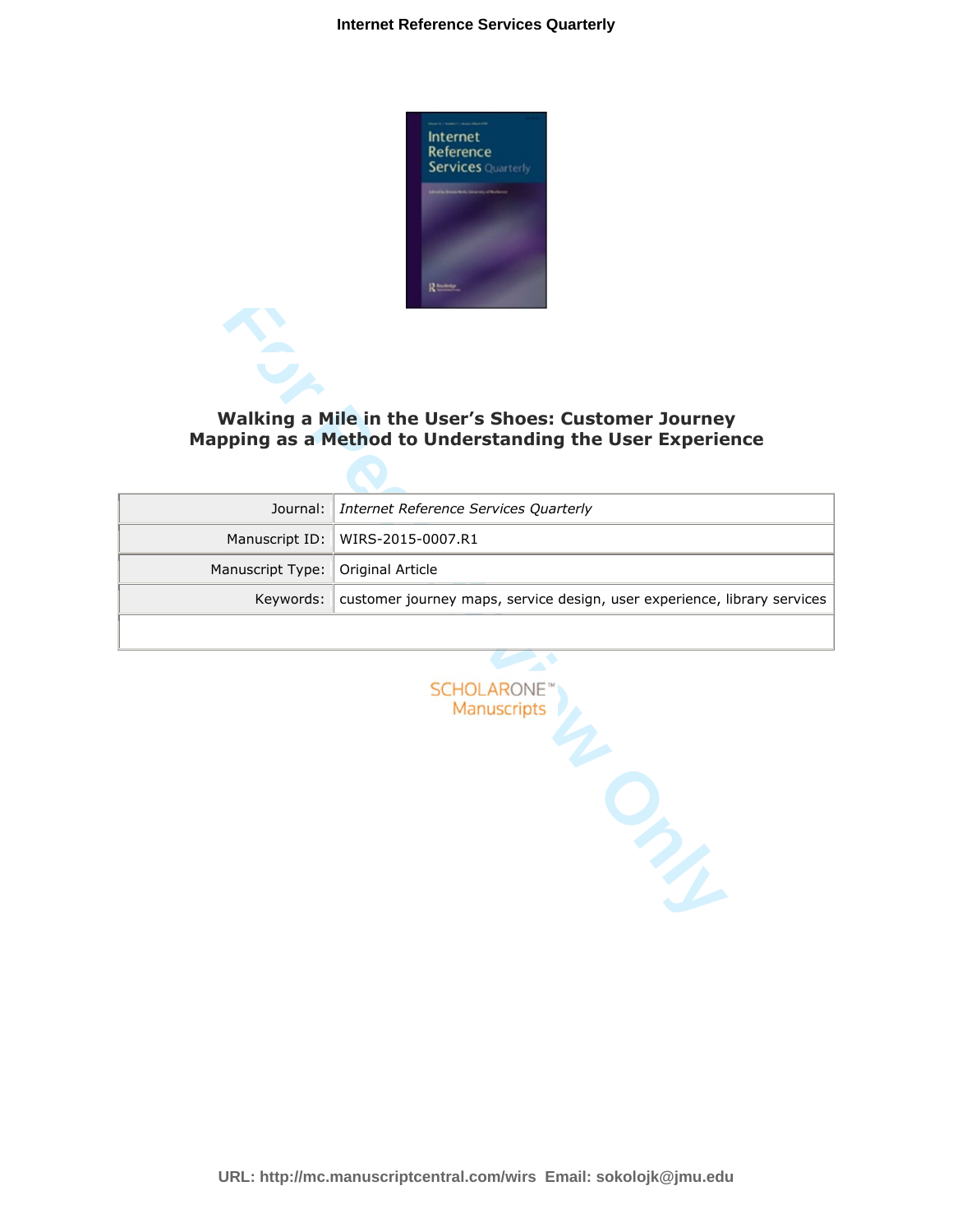# Walking a Mile in the User's Shoes: Customer Journey Mapping as a Method to Understanding the User Experience

| | |
|---|---|
| Journal: | *Internet Reference Services Quarterly* |
| Manuscript ID: | WIRS-2015-0007.R1 |
| Manuscript Type: | Original Article |
| Keywords: | customer journey maps, service design, user experience, library services |

SCHOLARONE™ Manuscripts

URL: http://mc.manuscriptcentral.com/wirs Email: sokolojk@jmu.edu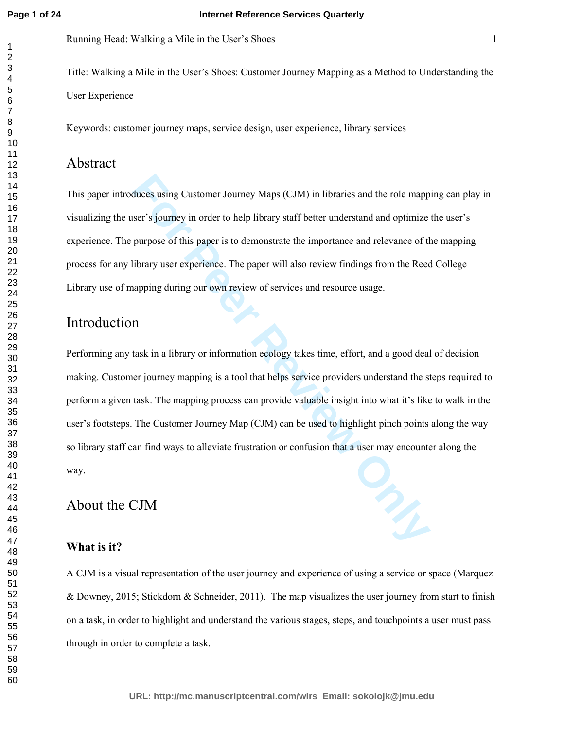Title: Walking a Mile in the User's Shoes: Customer Journey Mapping as a Method to Understanding the User Experience

Keywords: customer journey maps, service design, user experience, library services

# Abstract

This paper introduces using Customer Journey Maps (CJM) in libraries and the role mapping can play in visualizing the user's journey in order to help library staff better understand and optimize the user's experience. The purpose of this paper is to demonstrate the importance and relevance of the mapping process for any library user experience. The paper will also review findings from the Reed College Library use of mapping during our own review of services and resource usage.

# Introduction

Performing any task in a library or information ecology takes time, effort, and a good deal of decision making. Customer journey mapping is a tool that helps service providers understand the steps required to perform a given task. The mapping process can provide valuable insight into what it's like to walk in the user's footsteps. The Customer Journey Map (CJM) can be used to highlight pinch points along the way so library staff can find ways to alleviate frustration or confusion that a user may encounter along the way.

# About the CJM

### What is it?

A CJM is a visual representation of the user journey and experience of using a service or space (Marquez & Downey, 2015; Stickdorn & Schneider, 2011). The map visualizes the user journey from start to finish on a task, in order to highlight and understand the various stages, steps, and touchpoints a user must pass through in order to complete a task.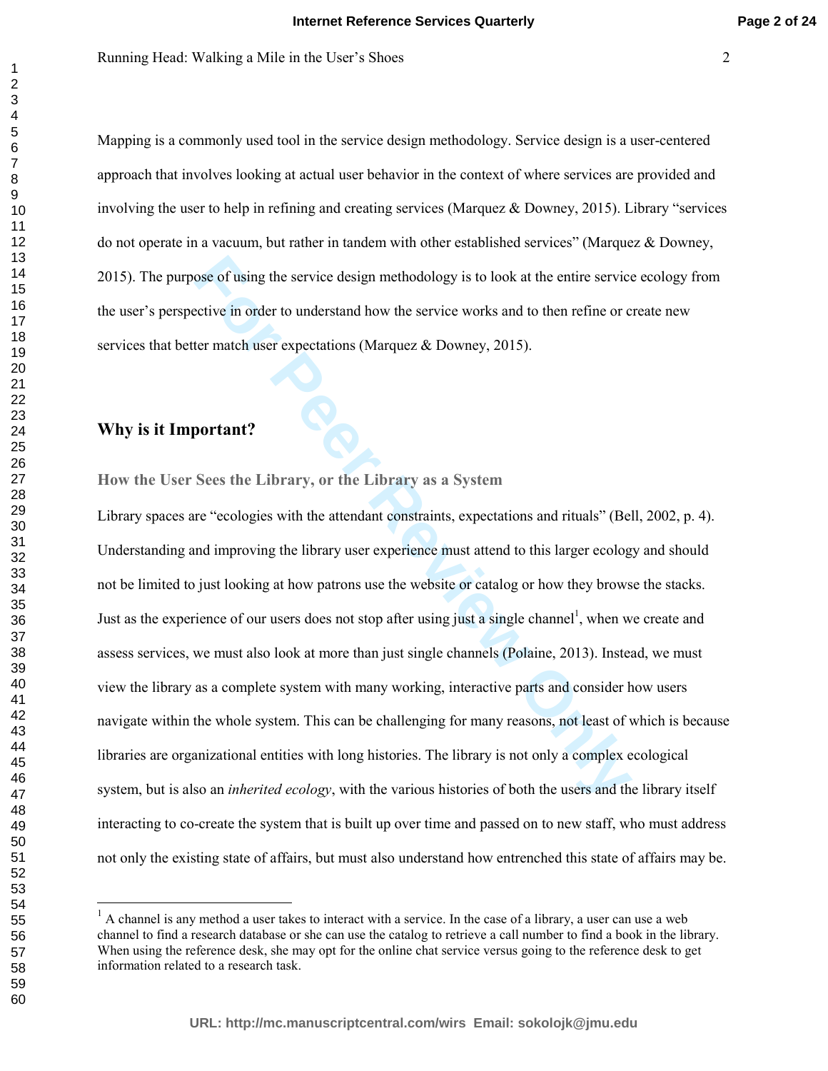Mapping is a commonly used tool in the service design methodology. Service design is a user-centered approach that involves looking at actual user behavior in the context of where services are provided and involving the user to help in refining and creating services (Marquez & Downey, 2015). Library "services do not operate in a vacuum, but rather in tandem with other established services" (Marquez & Downey, 2015). The purpose of using the service design methodology is to look at the entire service ecology from the user's perspective in order to understand how the service works and to then refine or create new services that better match user expectations (Marquez & Downey, 2015).

## Why is it Important?

### How the User Sees the Library, or the Library as a System

Library spaces are "ecologies with the attendant constraints, expectations and rituals" (Bell, 2002, p. 4). Understanding and improving the library user experience must attend to this larger ecology and should not be limited to just looking at how patrons use the website or catalog or how they browse the stacks. Just as the experience of our users does not stop after using just a single channel[1], when we create and assess services, we must also look at more than just single channels (Polaine, 2013). Instead, we must view the library as a complete system with many working, interactive parts and consider how users navigate within the whole system. This can be challenging for many reasons, not least of which is because libraries are organizational entities with long histories. The library is not only a complex ecological system, but is also an *inherited ecology*, with the various histories of both the users and the library itself interacting to co-create the system that is built up over time and passed on to new staff, who must address not only the existing state of affairs, but must also understand how entrenched this state of affairs may be.

---

[1] A channel is any method a user takes to interact with a service. In the case of a library, a user can use a web channel to find a research database or she can use the catalog to retrieve a call number to find a book in the library. When using the reference desk, she may opt for the online chat service versus going to the reference desk to get information related to a research task.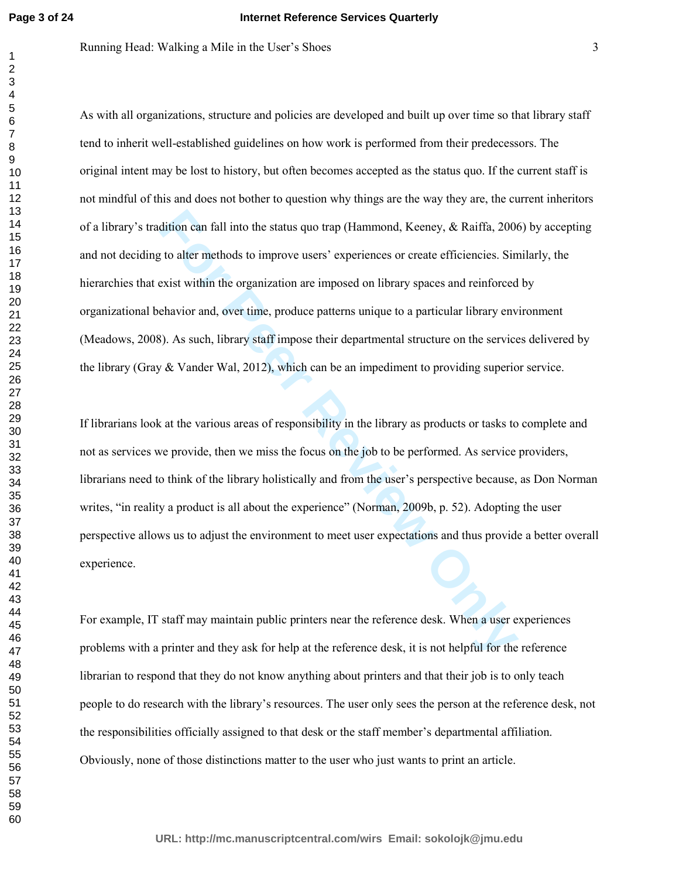As with all organizations, structure and policies are developed and built up over time so that library staff tend to inherit well-established guidelines on how work is performed from their predecessors. The original intent may be lost to history, but often becomes accepted as the status quo. If the current staff is not mindful of this and does not bother to question why things are the way they are, the current inheritors of a library's tradition can fall into the status quo trap (Hammond, Keeney, & Raiffa, 2006) by accepting and not deciding to alter methods to improve users' experiences or create efficiencies. Similarly, the hierarchies that exist within the organization are imposed on library spaces and reinforced by organizational behavior and, over time, produce patterns unique to a particular library environment (Meadows, 2008). As such, library staff impose their departmental structure on the services delivered by the library (Gray & Vander Wal, 2012), which can be an impediment to providing superior service.

If librarians look at the various areas of responsibility in the library as products or tasks to complete and not as services we provide, then we miss the focus on the job to be performed. As service providers, librarians need to think of the library holistically and from the user's perspective because, as Don Norman writes, "in reality a product is all about the experience" (Norman, 2009b, p. 52). Adopting the user perspective allows us to adjust the environment to meet user expectations and thus provide a better overall experience.

For example, IT staff may maintain public printers near the reference desk. When a user experiences problems with a printer and they ask for help at the reference desk, it is not helpful for the reference librarian to respond that they do not know anything about printers and that their job is to only teach people to do research with the library's resources. The user only sees the person at the reference desk, not the responsibilities officially assigned to that desk or the staff member's departmental affiliation. Obviously, none of those distinctions matter to the user who just wants to print an article.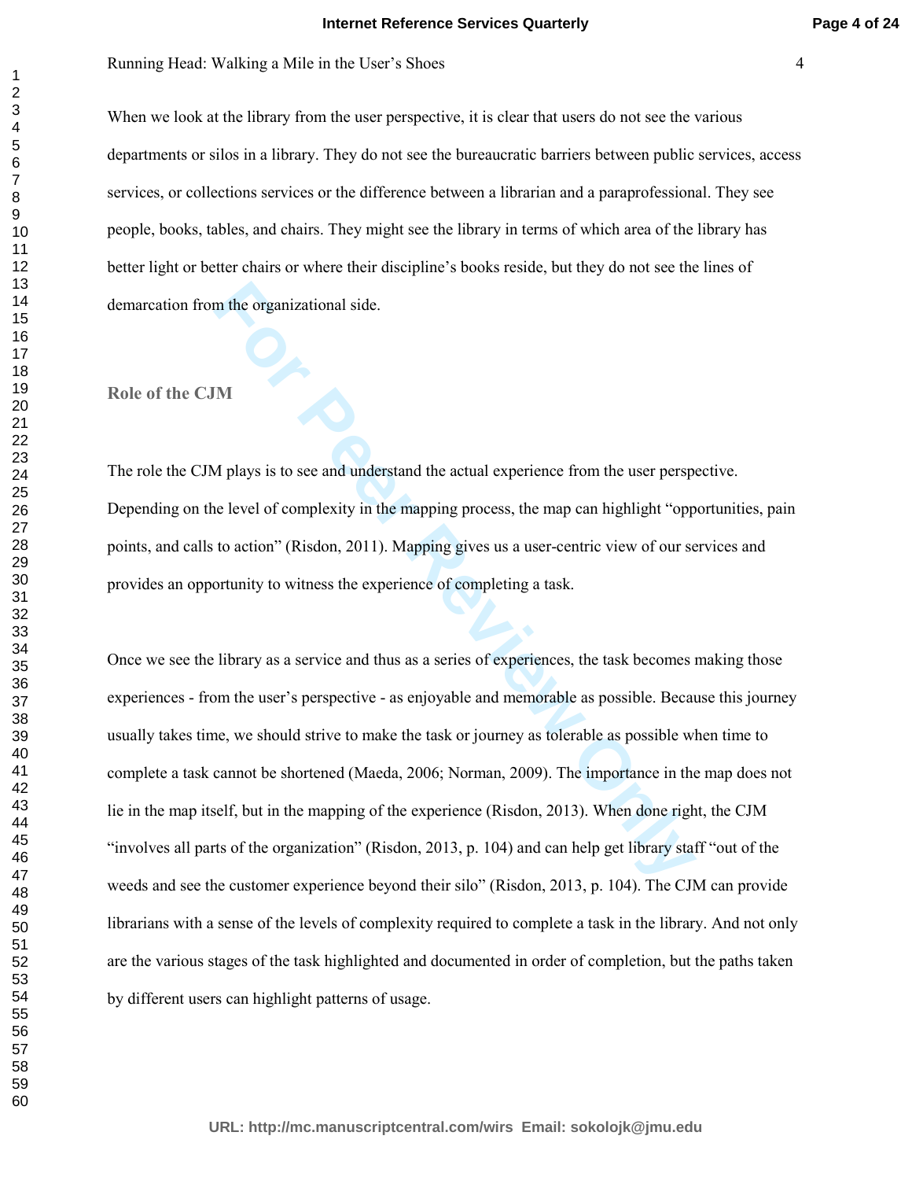When we look at the library from the user perspective, it is clear that users do not see the various departments or silos in a library. They do not see the bureaucratic barriers between public services, access services, or collections services or the difference between a librarian and a paraprofessional. They see people, books, tables, and chairs. They might see the library in terms of which area of the library has better light or better chairs or where their discipline's books reside, but they do not see the lines of demarcation from the organizational side.

## Role of the CJM

The role the CJM plays is to see and understand the actual experience from the user perspective. Depending on the level of complexity in the mapping process, the map can highlight "opportunities, pain points, and calls to action" (Risdon, 2011). Mapping gives us a user-centric view of our services and provides an opportunity to witness the experience of completing a task.

Once we see the library as a service and thus as a series of experiences, the task becomes making those experiences - from the user's perspective - as enjoyable and memorable as possible. Because this journey usually takes time, we should strive to make the task or journey as tolerable as possible when time to complete a task cannot be shortened (Maeda, 2006; Norman, 2009). The importance in the map does not lie in the map itself, but in the mapping of the experience (Risdon, 2013). When done right, the CJM "involves all parts of the organization" (Risdon, 2013, p. 104) and can help get library staff "out of the weeds and see the customer experience beyond their silo" (Risdon, 2013, p. 104). The CJM can provide librarians with a sense of the levels of complexity required to complete a task in the library. And not only are the various stages of the task highlighted and documented in order of completion, but the paths taken by different users can highlight patterns of usage.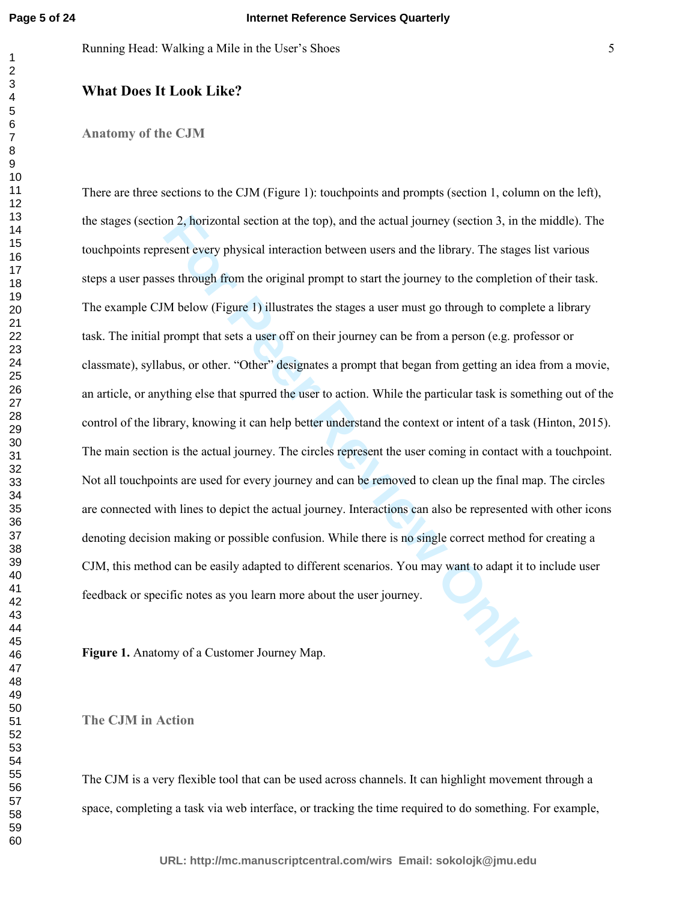## What Does It Look Like?

### Anatomy of the CJM

There are three sections to the CJM (Figure 1): touchpoints and prompts (section 1, column on the left), the stages (section 2, horizontal section at the top), and the actual journey (section 3, in the middle). The touchpoints represent every physical interaction between users and the library. The stages list various steps a user passes through from the original prompt to start the journey to the completion of their task. The example CJM below (Figure 1) illustrates the stages a user must go through to complete a library task. The initial prompt that sets a user off on their journey can be from a person (e.g. professor or classmate), syllabus, or other. "Other" designates a prompt that began from getting an idea from a movie, an article, or anything else that spurred the user to action. While the particular task is something out of the control of the library, knowing it can help better understand the context or intent of a task (Hinton, 2015). The main section is the actual journey. The circles represent the user coming in contact with a touchpoint. Not all touchpoints are used for every journey and can be removed to clean up the final map. The circles are connected with lines to depict the actual journey. Interactions can also be represented with other icons denoting decision making or possible confusion. While there is no single correct method for creating a CJM, this method can be easily adapted to different scenarios. You may want to adapt it to include user feedback or specific notes as you learn more about the user journey.

**Figure 1.** Anatomy of a Customer Journey Map.

### The CJM in Action

The CJM is a very flexible tool that can be used across channels. It can highlight movement through a space, completing a task via web interface, or tracking the time required to do something. For example,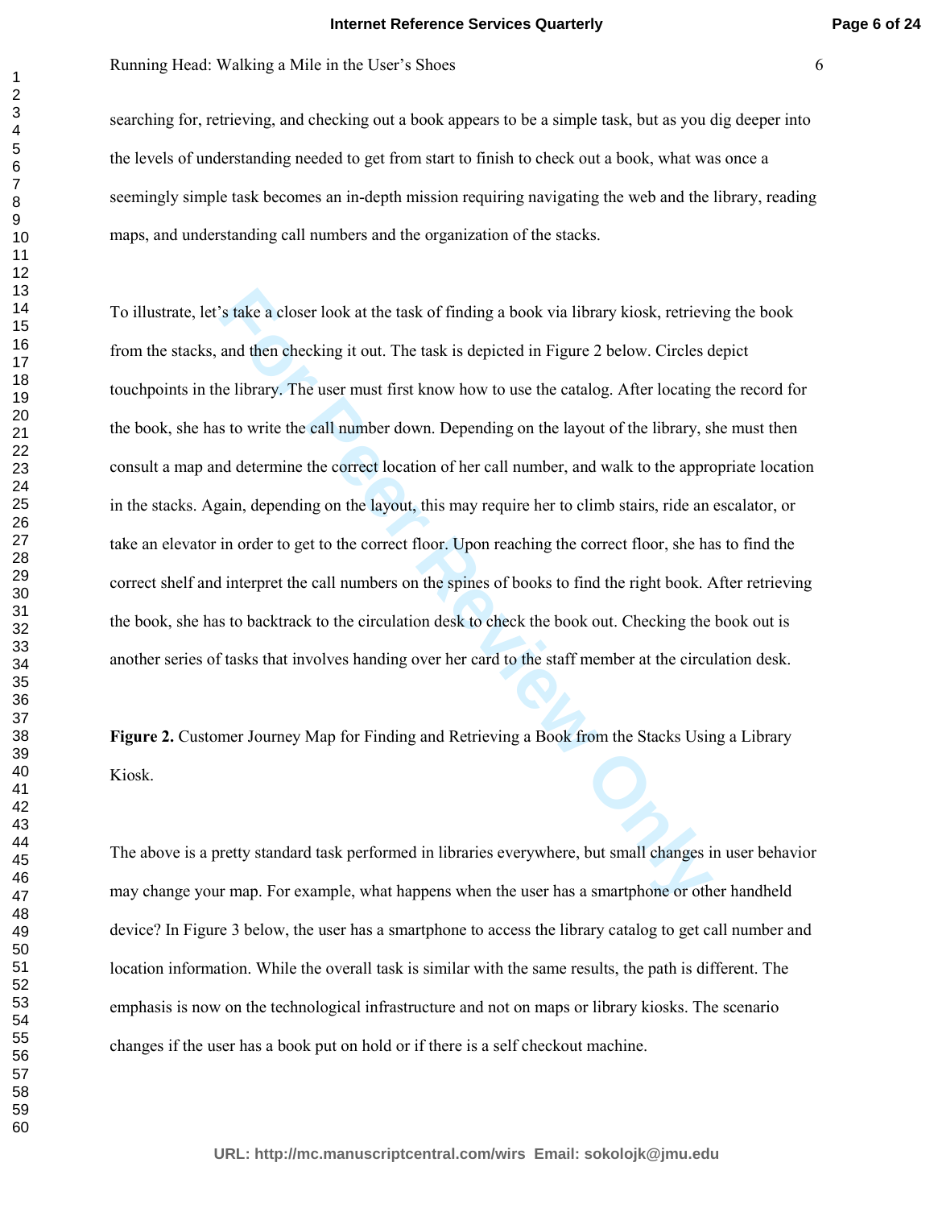searching for, retrieving, and checking out a book appears to be a simple task, but as you dig deeper into the levels of understanding needed to get from start to finish to check out a book, what was once a seemingly simple task becomes an in-depth mission requiring navigating the web and the library, reading maps, and understanding call numbers and the organization of the stacks.

To illustrate, let's take a closer look at the task of finding a book via library kiosk, retrieving the book from the stacks, and then checking it out. The task is depicted in Figure 2 below. Circles depict touchpoints in the library. The user must first know how to use the catalog. After locating the record for the book, she has to write the call number down. Depending on the layout of the library, she must then consult a map and determine the correct location of her call number, and walk to the appropriate location in the stacks. Again, depending on the layout, this may require her to climb stairs, ride an escalator, or take an elevator in order to get to the correct floor. Upon reaching the correct floor, she has to find the correct shelf and interpret the call numbers on the spines of books to find the right book. After retrieving the book, she has to backtrack to the circulation desk to check the book out. Checking the book out is another series of tasks that involves handing over her card to the staff member at the circulation desk.

**Figure 2.** Customer Journey Map for Finding and Retrieving a Book from the Stacks Using a Library Kiosk.

The above is a pretty standard task performed in libraries everywhere, but small changes in user behavior may change your map. For example, what happens when the user has a smartphone or other handheld device? In Figure 3 below, the user has a smartphone to access the library catalog to get call number and location information. While the overall task is similar with the same results, the path is different. The emphasis is now on the technological infrastructure and not on maps or library kiosks. The scenario changes if the user has a book put on hold or if there is a self checkout machine.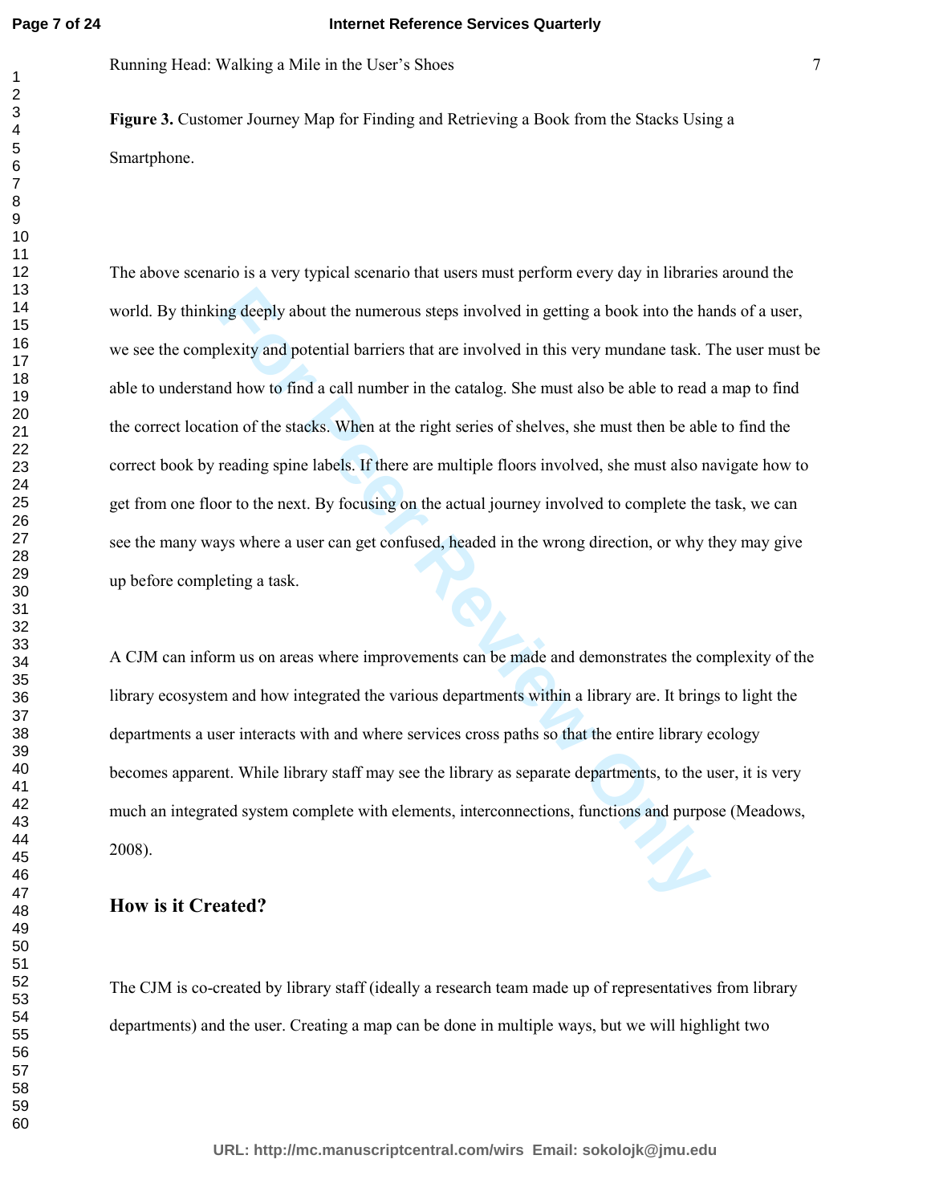**Figure 3.** Customer Journey Map for Finding and Retrieving a Book from the Stacks Using a Smartphone.

The above scenario is a very typical scenario that users must perform every day in libraries around the world. By thinking deeply about the numerous steps involved in getting a book into the hands of a user, we see the complexity and potential barriers that are involved in this very mundane task. The user must be able to understand how to find a call number in the catalog. She must also be able to read a map to find the correct location of the stacks. When at the right series of shelves, she must then be able to find the correct book by reading spine labels. If there are multiple floors involved, she must also navigate how to get from one floor to the next. By focusing on the actual journey involved to complete the task, we can see the many ways where a user can get confused, headed in the wrong direction, or why they may give up before completing a task.

A CJM can inform us on areas where improvements can be made and demonstrates the complexity of the library ecosystem and how integrated the various departments within a library are. It brings to light the departments a user interacts with and where services cross paths so that the entire library ecology becomes apparent. While library staff may see the library as separate departments, to the user, it is very much an integrated system complete with elements, interconnections, functions and purpose (Meadows, 2008).

## How is it Created?

The CJM is co-created by library staff (ideally a research team made up of representatives from library departments) and the user. Creating a map can be done in multiple ways, but we will highlight two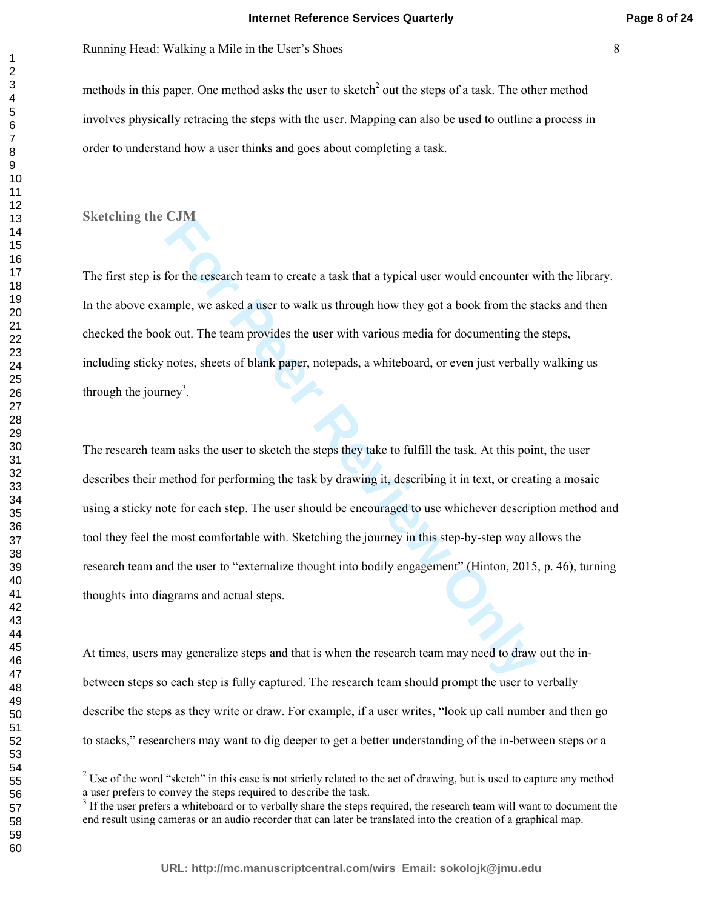methods in this paper. One method asks the user to sketch[2] out the steps of a task. The other method involves physically retracing the steps with the user. Mapping can also be used to outline a process in order to understand how a user thinks and goes about completing a task.

### Sketching the CJM

The first step is for the research team to create a task that a typical user would encounter with the library. In the above example, we asked a user to walk us through how they got a book from the stacks and then checked the book out. The team provides the user with various media for documenting the steps, including sticky notes, sheets of blank paper, notepads, a whiteboard, or even just verbally walking us through the journey[3].

The research team asks the user to sketch the steps they take to fulfill the task. At this point, the user describes their method for performing the task by drawing it, describing it in text, or creating a mosaic using a sticky note for each step. The user should be encouraged to use whichever description method and tool they feel the most comfortable with. Sketching the journey in this step-by-step way allows the research team and the user to "externalize thought into bodily engagement" (Hinton, 2015, p. 46), turning thoughts into diagrams and actual steps.

At times, users may generalize steps and that is when the research team may need to draw out the in-between steps so each step is fully captured. The research team should prompt the user to verbally describe the steps as they write or draw. For example, if a user writes, "look up call number and then go to stacks," researchers may want to dig deeper to get a better understanding of the in-between steps or a

---

[2] Use of the word "sketch" in this case is not strictly related to the act of drawing, but is used to capture any method a user prefers to convey the steps required to describe the task.

[3] If the user prefers a whiteboard or to verbally share the steps required, the research team will want to document the end result using cameras or an audio recorder that can later be translated into the creation of a graphical map.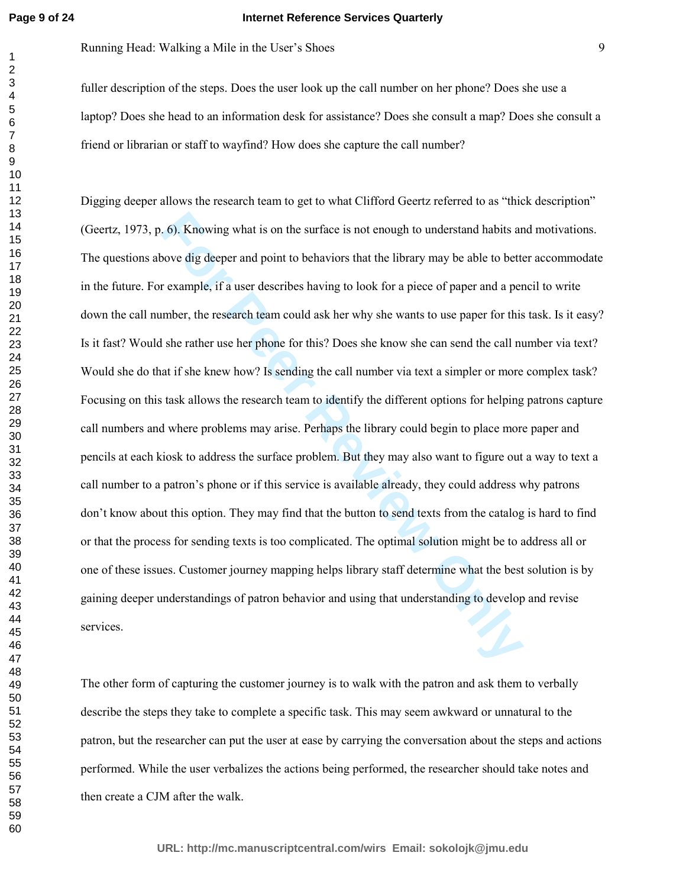fuller description of the steps. Does the user look up the call number on her phone? Does she use a laptop? Does she head to an information desk for assistance? Does she consult a map? Does she consult a friend or librarian or staff to wayfind? How does she capture the call number?

Digging deeper allows the research team to get to what Clifford Geertz referred to as “thick description” (Geertz, 1973, p. 6). Knowing what is on the surface is not enough to understand habits and motivations. The questions above dig deeper and point to behaviors that the library may be able to better accommodate in the future. For example, if a user describes having to look for a piece of paper and a pencil to write down the call number, the research team could ask her why she wants to use paper for this task. Is it easy? Is it fast? Would she rather use her phone for this? Does she know she can send the call number via text? Would she do that if she knew how? Is sending the call number via text a simpler or more complex task? Focusing on this task allows the research team to identify the different options for helping patrons capture call numbers and where problems may arise. Perhaps the library could begin to place more paper and pencils at each kiosk to address the surface problem. But they may also want to figure out a way to text a call number to a patron’s phone or if this service is available already, they could address why patrons don’t know about this option. They may find that the button to send texts from the catalog is hard to find or that the process for sending texts is too complicated. The optimal solution might be to address all or one of these issues. Customer journey mapping helps library staff determine what the best solution is by gaining deeper understandings of patron behavior and using that understanding to develop and revise services.

The other form of capturing the customer journey is to walk with the patron and ask them to verbally describe the steps they take to complete a specific task. This may seem awkward or unnatural to the patron, but the researcher can put the user at ease by carrying the conversation about the steps and actions performed. While the user verbalizes the actions being performed, the researcher should take notes and then create a CJM after the walk.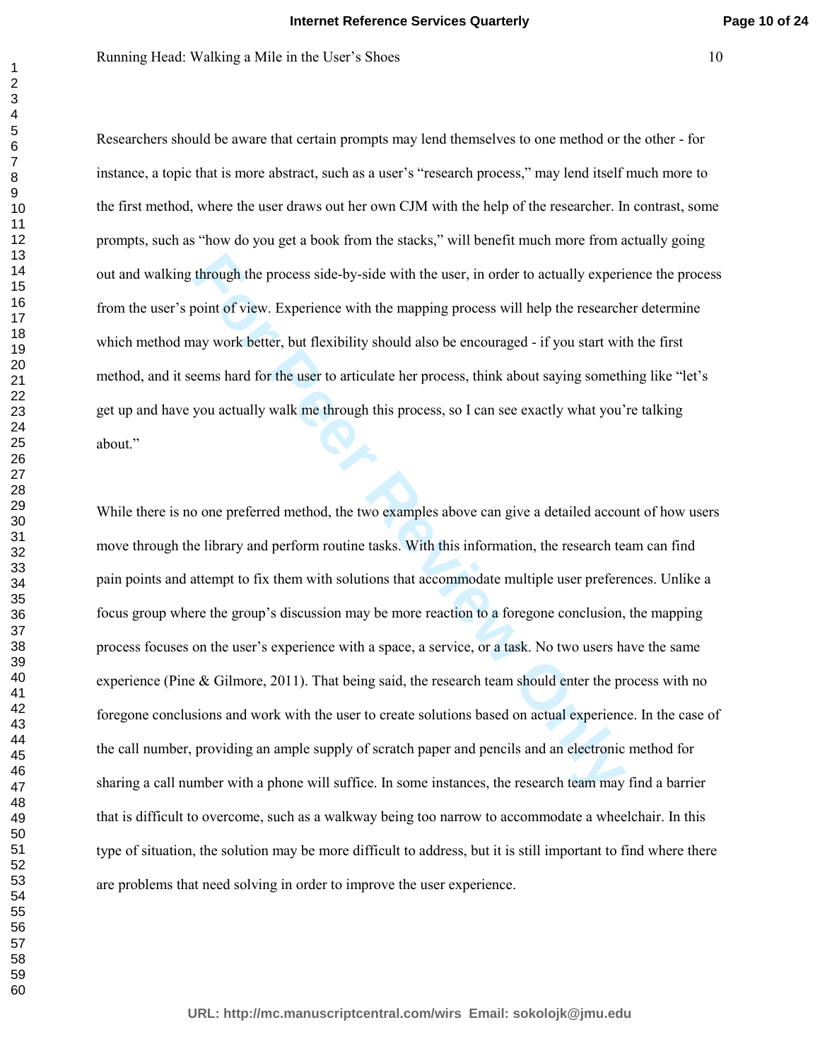Researchers should be aware that certain prompts may lend themselves to one method or the other - for instance, a topic that is more abstract, such as a user's "research process," may lend itself much more to the first method, where the user draws out her own CJM with the help of the researcher. In contrast, some prompts, such as "how do you get a book from the stacks," will benefit much more from actually going out and walking through the process side-by-side with the user, in order to actually experience the process from the user's point of view. Experience with the mapping process will help the researcher determine which method may work better, but flexibility should also be encouraged - if you start with the first method, and it seems hard for the user to articulate her process, think about saying something like "let's get up and have you actually walk me through this process, so I can see exactly what you're talking about."

While there is no one preferred method, the two examples above can give a detailed account of how users move through the library and perform routine tasks. With this information, the research team can find pain points and attempt to fix them with solutions that accommodate multiple user preferences. Unlike a focus group where the group's discussion may be more reaction to a foregone conclusion, the mapping process focuses on the user's experience with a space, a service, or a task. No two users have the same experience (Pine & Gilmore, 2011). That being said, the research team should enter the process with no foregone conclusions and work with the user to create solutions based on actual experience. In the case of the call number, providing an ample supply of scratch paper and pencils and an electronic method for sharing a call number with a phone will suffice. In some instances, the research team may find a barrier that is difficult to overcome, such as a walkway being too narrow to accommodate a wheelchair. In this type of situation, the solution may be more difficult to address, but it is still important to find where there are problems that need solving in order to improve the user experience.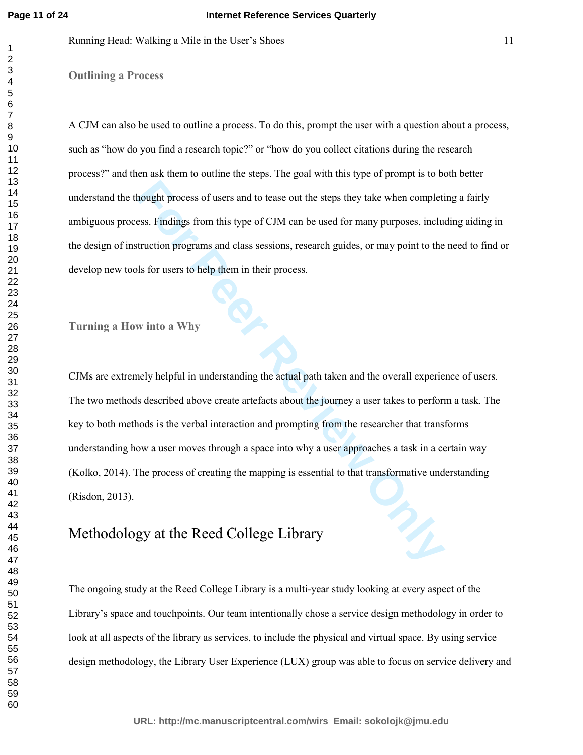### Outlining a Process

A CJM can also be used to outline a process. To do this, prompt the user with a question about a process, such as "how do you find a research topic?" or "how do you collect citations during the research process?" and then ask them to outline the steps. The goal with this type of prompt is to both better understand the thought process of users and to tease out the steps they take when completing a fairly ambiguous process. Findings from this type of CJM can be used for many purposes, including aiding in the design of instruction programs and class sessions, research guides, or may point to the need to find or develop new tools for users to help them in their process.

### Turning a How into a Why

CJMs are extremely helpful in understanding the actual path taken and the overall experience of users. The two methods described above create artefacts about the journey a user takes to perform a task. The key to both methods is the verbal interaction and prompting from the researcher that transforms understanding how a user moves through a space into why a user approaches a task in a certain way (Kolko, 2014). The process of creating the mapping is essential to that transformative understanding (Risdon, 2013).

## Methodology at the Reed College Library

The ongoing study at the Reed College Library is a multi-year study looking at every aspect of the Library's space and touchpoints. Our team intentionally chose a service design methodology in order to look at all aspects of the library as services, to include the physical and virtual space. By using service design methodology, the Library User Experience (LUX) group was able to focus on service delivery and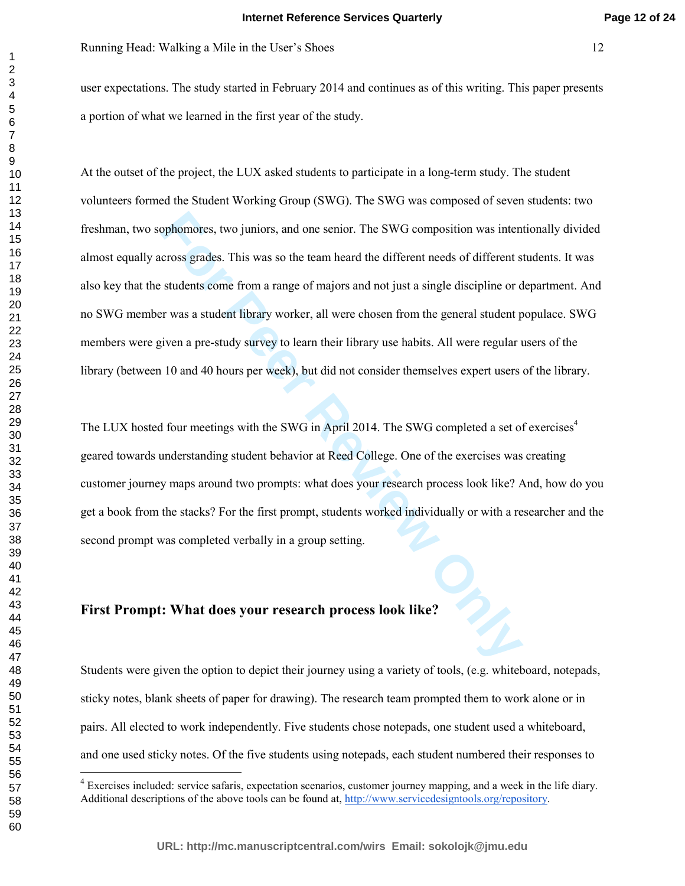user expectations. The study started in February 2014 and continues as of this writing. This paper presents a portion of what we learned in the first year of the study.

At the outset of the project, the LUX asked students to participate in a long-term study. The student volunteers formed the Student Working Group (SWG). The SWG was composed of seven students: two freshman, two sophomores, two juniors, and one senior. The SWG composition was intentionally divided almost equally across grades. This was so the team heard the different needs of different students. It was also key that the students come from a range of majors and not just a single discipline or department. And no SWG member was a student library worker, all were chosen from the general student populace. SWG members were given a pre-study survey to learn their library use habits. All were regular users of the library (between 10 and 40 hours per week), but did not consider themselves expert users of the library.

The LUX hosted four meetings with the SWG in April 2014. The SWG completed a set of exercises[4] geared towards understanding student behavior at Reed College. One of the exercises was creating customer journey maps around two prompts: what does your research process look like? And, how do you get a book from the stacks? For the first prompt, students worked individually or with a researcher and the second prompt was completed verbally in a group setting.

## First Prompt: What does your research process look like?

Students were given the option to depict their journey using a variety of tools, (e.g. whiteboard, notepads, sticky notes, blank sheets of paper for drawing). The research team prompted them to work alone or in pairs. All elected to work independently. Five students chose notepads, one student used a whiteboard, and one used sticky notes. Of the five students using notepads, each student numbered their responses to

[4] Exercises included: service safaris, expectation scenarios, customer journey mapping, and a week in the life diary. Additional descriptions of the above tools can be found at, http://www.servicedesigntools.org/repository.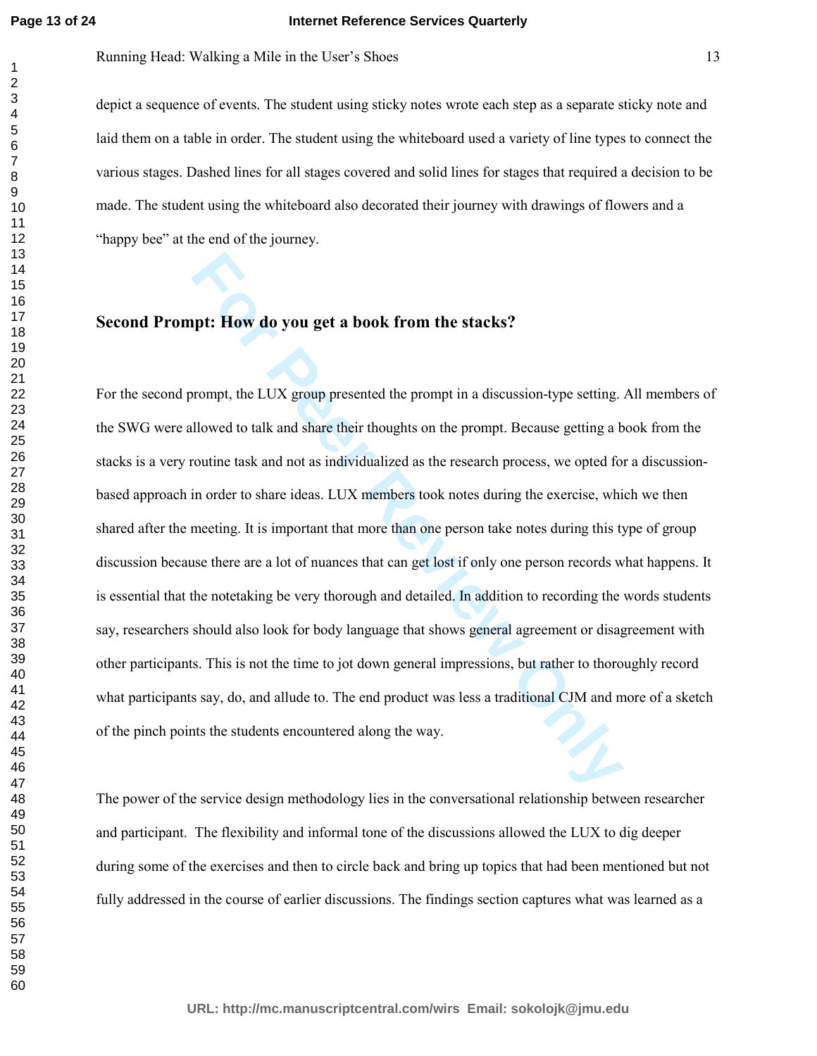depict a sequence of events. The student using sticky notes wrote each step as a separate sticky note and laid them on a table in order. The student using the whiteboard used a variety of line types to connect the various stages. Dashed lines for all stages covered and solid lines for stages that required a decision to be made. The student using the whiteboard also decorated their journey with drawings of flowers and a "happy bee" at the end of the journey.

## Second Prompt: How do you get a book from the stacks?

For the second prompt, the LUX group presented the prompt in a discussion-type setting. All members of the SWG were allowed to talk and share their thoughts on the prompt. Because getting a book from the stacks is a very routine task and not as individualized as the research process, we opted for a discussion-based approach in order to share ideas. LUX members took notes during the exercise, which we then shared after the meeting. It is important that more than one person take notes during this type of group discussion because there are a lot of nuances that can get lost if only one person records what happens. It is essential that the notetaking be very thorough and detailed. In addition to recording the words students say, researchers should also look for body language that shows general agreement or disagreement with other participants. This is not the time to jot down general impressions, but rather to thoroughly record what participants say, do, and allude to. The end product was less a traditional CJM and more of a sketch of the pinch points the students encountered along the way.

The power of the service design methodology lies in the conversational relationship between researcher and participant. The flexibility and informal tone of the discussions allowed the LUX to dig deeper during some of the exercises and then to circle back and bring up topics that had been mentioned but not fully addressed in the course of earlier discussions. The findings section captures what was learned as a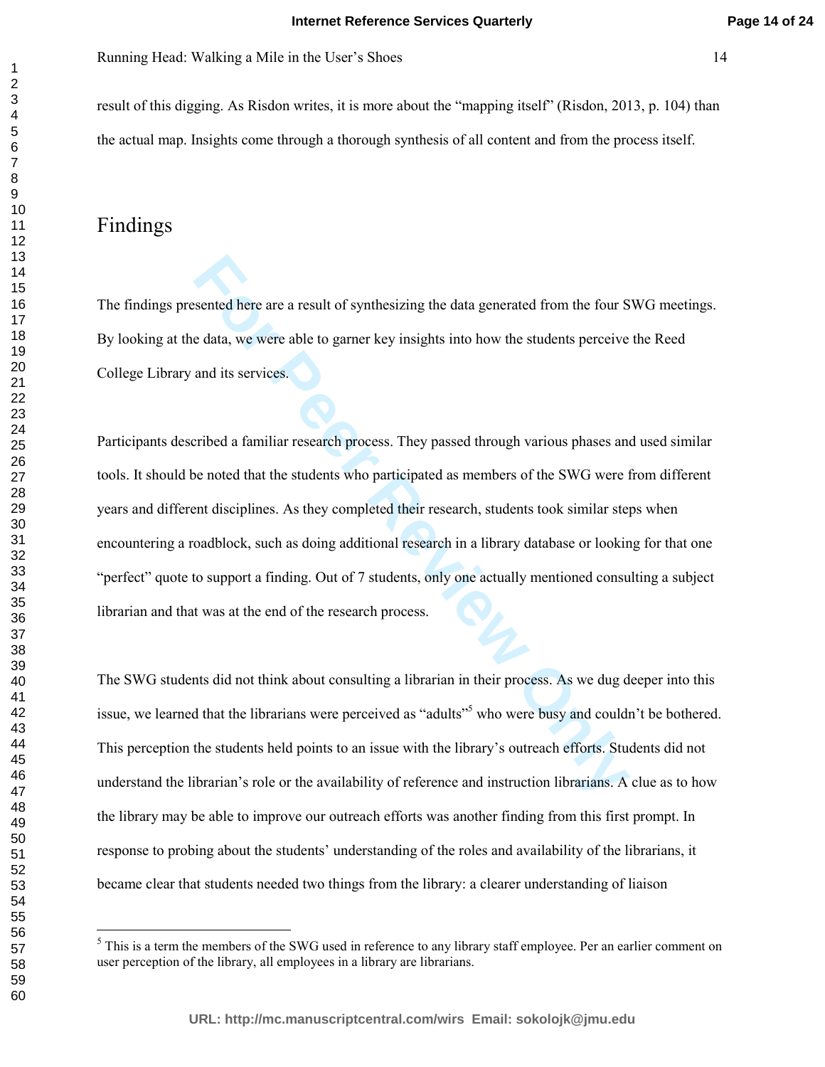result of this digging. As Risdon writes, it is more about the "mapping itself" (Risdon, 2013, p. 104) than the actual map. Insights come through a thorough synthesis of all content and from the process itself.

## Findings

The findings presented here are a result of synthesizing the data generated from the four SWG meetings. By looking at the data, we were able to garner key insights into how the students perceive the Reed College Library and its services.

Participants described a familiar research process. They passed through various phases and used similar tools. It should be noted that the students who participated as members of the SWG were from different years and different disciplines. As they completed their research, students took similar steps when encountering a roadblock, such as doing additional research in a library database or looking for that one "perfect" quote to support a finding. Out of 7 students, only one actually mentioned consulting a subject librarian and that was at the end of the research process.

The SWG students did not think about consulting a librarian in their process. As we dug deeper into this issue, we learned that the librarians were perceived as "adults"[5] who were busy and couldn't be bothered. This perception the students held points to an issue with the library's outreach efforts. Students did not understand the librarian's role or the availability of reference and instruction librarians. A clue as to how the library may be able to improve our outreach efforts was another finding from this first prompt. In response to probing about the students' understanding of the roles and availability of the librarians, it became clear that students needed two things from the library: a clearer understanding of liaison

---

[5] This is a term the members of the SWG used in reference to any library staff employee. Per an earlier comment on user perception of the library, all employees in a library are librarians.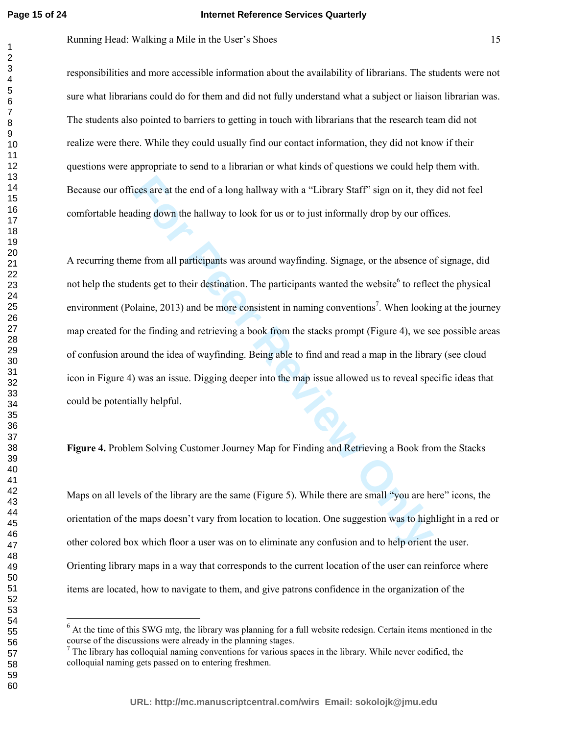responsibilities and more accessible information about the availability of librarians. The students were not sure what librarians could do for them and did not fully understand what a subject or liaison librarian was. The students also pointed to barriers to getting in touch with librarians that the research team did not realize were there. While they could usually find our contact information, they did not know if their questions were appropriate to send to a librarian or what kinds of questions we could help them with. Because our offices are at the end of a long hallway with a "Library Staff" sign on it, they did not feel comfortable heading down the hallway to look for us or to just informally drop by our offices.

A recurring theme from all participants was around wayfinding. Signage, or the absence of signage, did not help the students get to their destination. The participants wanted the website[6] to reflect the physical environment (Polaine, 2013) and be more consistent in naming conventions[7]. When looking at the journey map created for the finding and retrieving a book from the stacks prompt (Figure 4), we see possible areas of confusion around the idea of wayfinding. Being able to find and read a map in the library (see cloud icon in Figure 4) was an issue. Digging deeper into the map issue allowed us to reveal specific ideas that could be potentially helpful.

**Figure 4.** Problem Solving Customer Journey Map for Finding and Retrieving a Book from the Stacks

Maps on all levels of the library are the same (Figure 5). While there are small "you are here" icons, the orientation of the maps doesn't vary from location to location. One suggestion was to highlight in a red or other colored box which floor a user was on to eliminate any confusion and to help orient the user. Orienting library maps in a way that corresponds to the current location of the user can reinforce where items are located, how to navigate to them, and give patrons confidence in the organization of the

[6] At the time of this SWG mtg, the library was planning for a full website redesign. Certain items mentioned in the course of the discussions were already in the planning stages.

[7] The library has colloquial naming conventions for various spaces in the library. While never codified, the colloquial naming gets passed on to entering freshmen.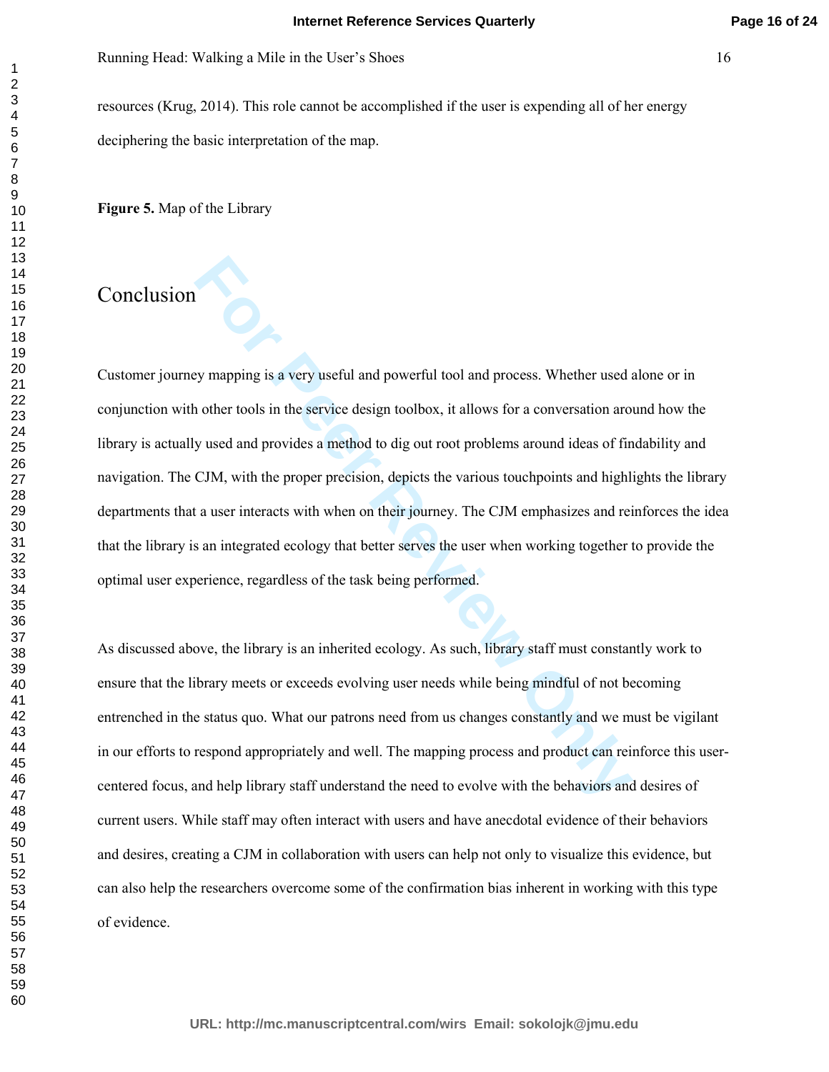resources (Krug, 2014). This role cannot be accomplished if the user is expending all of her energy deciphering the basic interpretation of the map.

**Figure 5.** Map of the Library

## Conclusion

Customer journey mapping is a very useful and powerful tool and process. Whether used alone or in conjunction with other tools in the service design toolbox, it allows for a conversation around how the library is actually used and provides a method to dig out root problems around ideas of findability and navigation. The CJM, with the proper precision, depicts the various touchpoints and highlights the library departments that a user interacts with when on their journey. The CJM emphasizes and reinforces the idea that the library is an integrated ecology that better serves the user when working together to provide the optimal user experience, regardless of the task being performed.

As discussed above, the library is an inherited ecology. As such, library staff must constantly work to ensure that the library meets or exceeds evolving user needs while being mindful of not becoming entrenched in the status quo. What our patrons need from us changes constantly and we must be vigilant in our efforts to respond appropriately and well. The mapping process and product can reinforce this user-centered focus, and help library staff understand the need to evolve with the behaviors and desires of current users. While staff may often interact with users and have anecdotal evidence of their behaviors and desires, creating a CJM in collaboration with users can help not only to visualize this evidence, but can also help the researchers overcome some of the confirmation bias inherent in working with this type of evidence.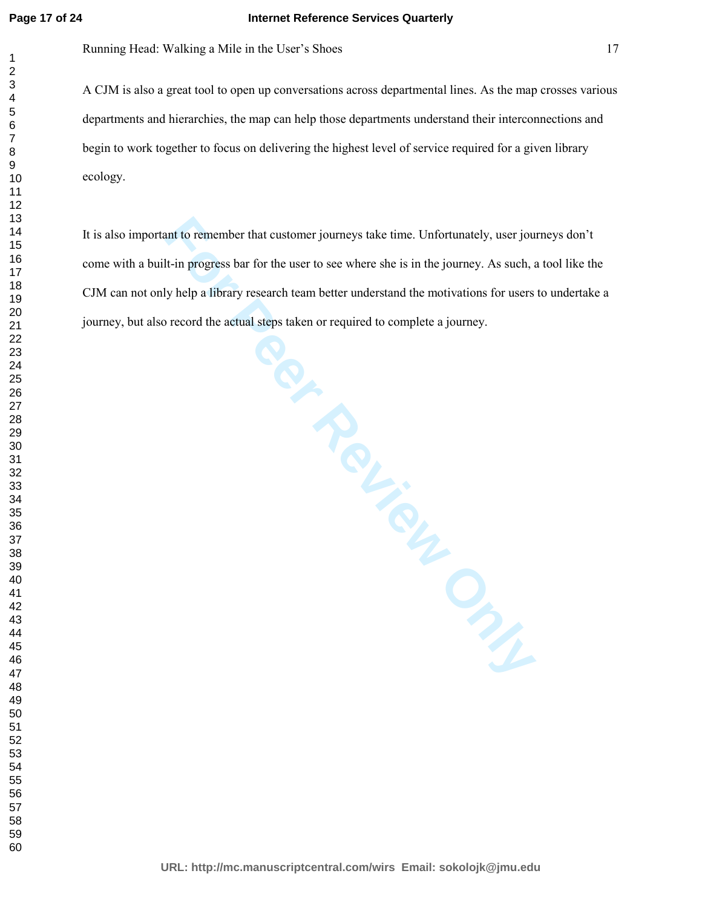A CJM is also a great tool to open up conversations across departmental lines. As the map crosses various departments and hierarchies, the map can help those departments understand their interconnections and begin to work together to focus on delivering the highest level of service required for a given library ecology.

It is also important to remember that customer journeys take time. Unfortunately, user journeys don't come with a built-in progress bar for the user to see where she is in the journey. As such, a tool like the CJM can not only help a library research team better understand the motivations for users to undertake a journey, but also record the actual steps taken or required to complete a journey.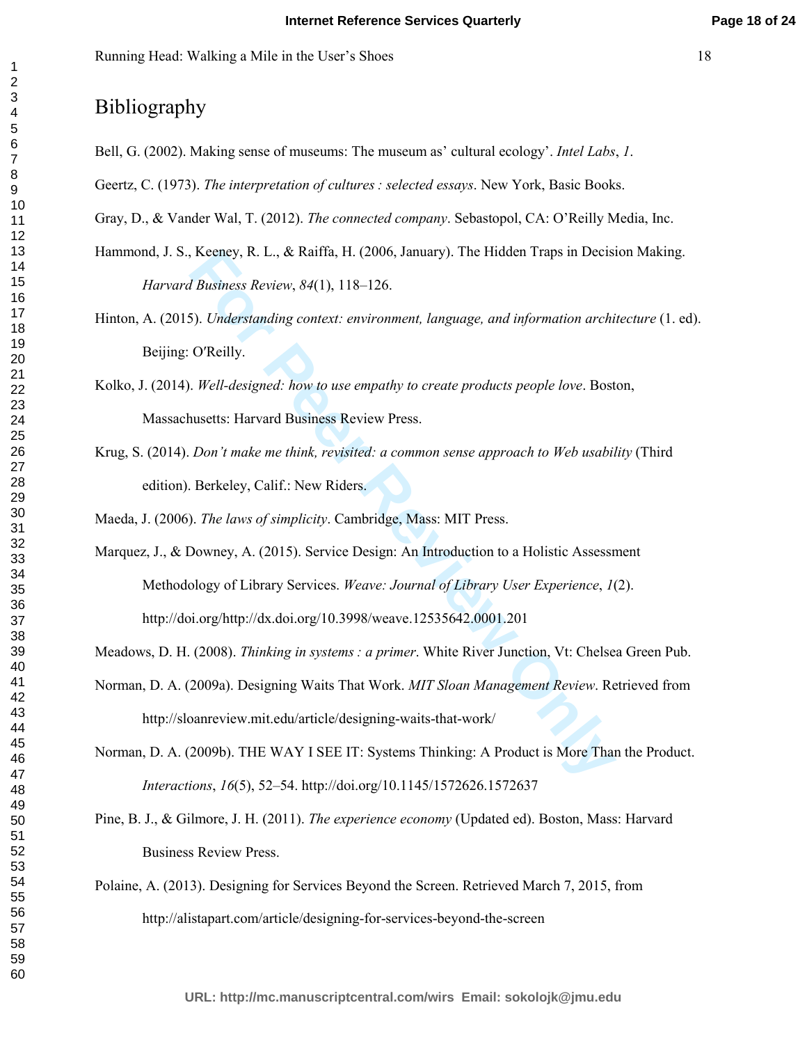# Bibliography

Bell, G. (2002). Making sense of museums: The museum as' cultural ecology'. *Intel Labs*, *1*.

Geertz, C. (1973). *The interpretation of cultures : selected essays*. New York, Basic Books.

Gray, D., & Vander Wal, T. (2012). *The connected company*. Sebastopol, CA: O'Reilly Media, Inc.

Hammond, J. S., Keeney, R. L., & Raiffa, H. (2006, January). The Hidden Traps in Decision Making. *Harvard Business Review*, *84*(1), 118–126.

Hinton, A. (2015). *Understanding context: environment, language, and information architecture* (1. ed). Beijing: O′Reilly.

Kolko, J. (2014). *Well-designed: how to use empathy to create products people love*. Boston, Massachusetts: Harvard Business Review Press.

Krug, S. (2014). *Don't make me think, revisited: a common sense approach to Web usability* (Third edition). Berkeley, Calif.: New Riders.

Maeda, J. (2006). *The laws of simplicity*. Cambridge, Mass: MIT Press.

Marquez, J., & Downey, A. (2015). Service Design: An Introduction to a Holistic Assessment Methodology of Library Services. *Weave: Journal of Library User Experience*, *1*(2). http://doi.org/http://dx.doi.org/10.3998/weave.12535642.0001.201

Meadows, D. H. (2008). *Thinking in systems : a primer*. White River Junction, Vt: Chelsea Green Pub.

Norman, D. A. (2009a). Designing Waits That Work. *MIT Sloan Management Review*. Retrieved from http://sloanreview.mit.edu/article/designing-waits-that-work/

Norman, D. A. (2009b). THE WAY I SEE IT: Systems Thinking: A Product is More Than the Product. *Interactions*, *16*(5), 52–54. http://doi.org/10.1145/1572626.1572637

Pine, B. J., & Gilmore, J. H. (2011). *The experience economy* (Updated ed). Boston, Mass: Harvard Business Review Press.

Polaine, A. (2013). Designing for Services Beyond the Screen. Retrieved March 7, 2015, from http://alistapart.com/article/designing-for-services-beyond-the-screen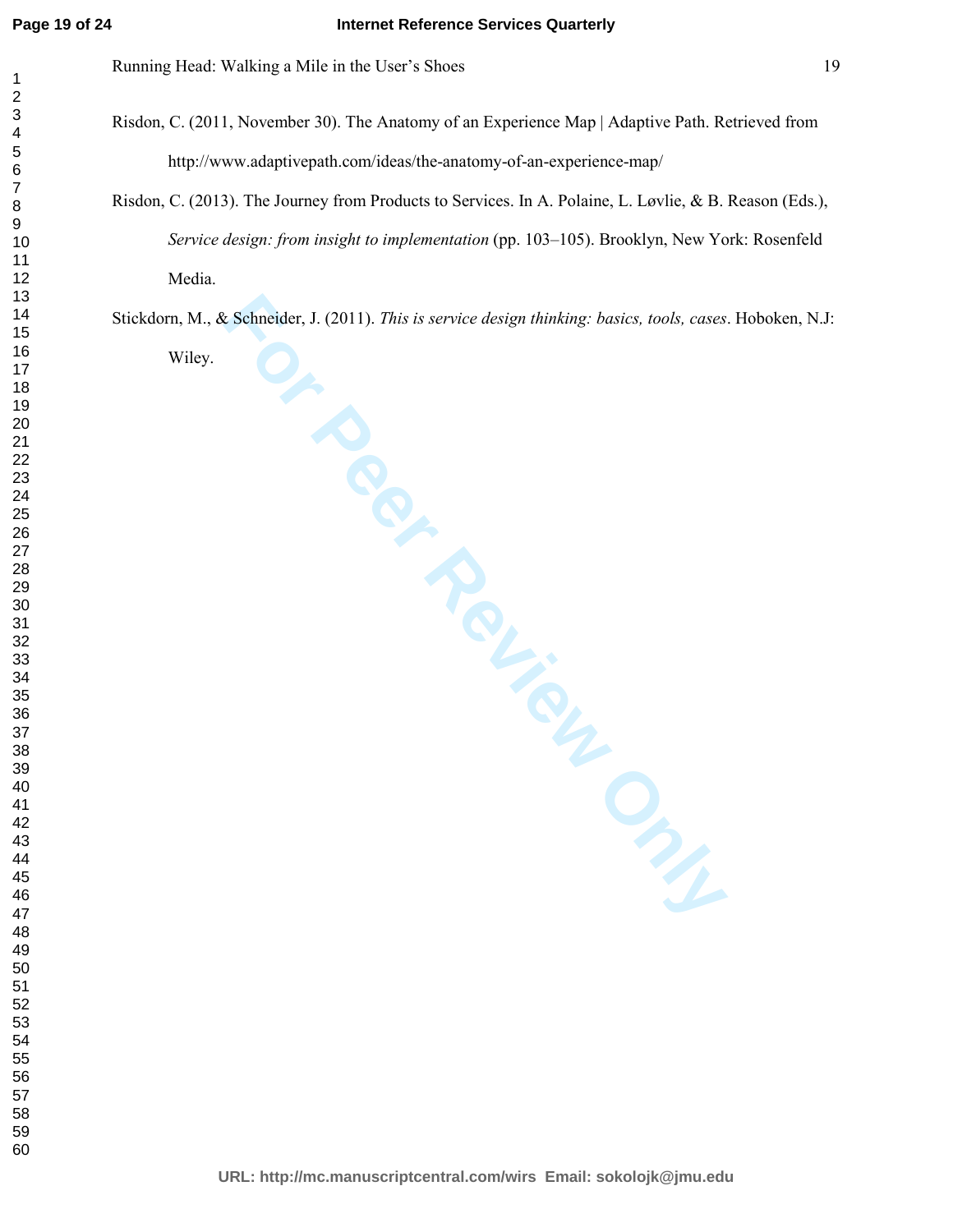Risdon, C. (2011, November 30). The Anatomy of an Experience Map | Adaptive Path. Retrieved from http://www.adaptivepath.com/ideas/the-anatomy-of-an-experience-map/

Risdon, C. (2013). The Journey from Products to Services. In A. Polaine, L. Løvlie, & B. Reason (Eds.), *Service design: from insight to implementation* (pp. 103–105). Brooklyn, New York: Rosenfeld Media.

Stickdorn, M., & Schneider, J. (2011). *This is service design thinking: basics, tools, cases*. Hoboken, N.J: Wiley.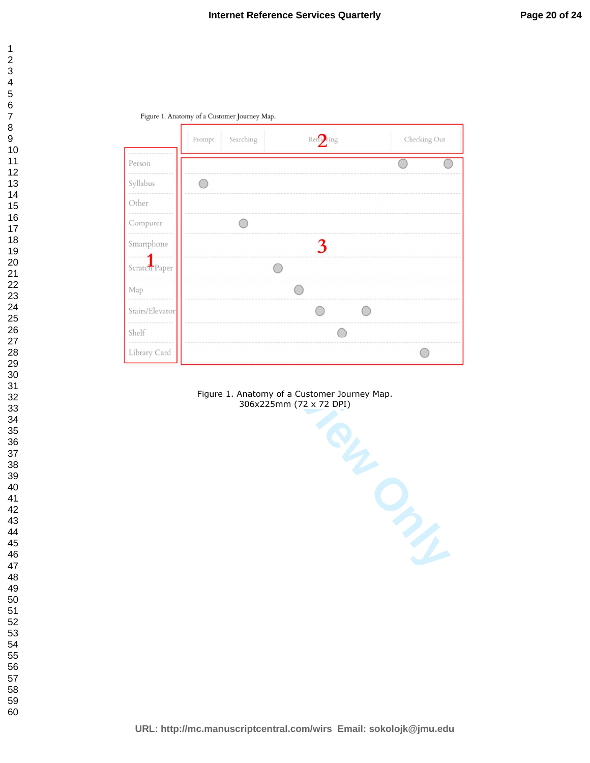Figure 1. Anatomy of a Customer Journey Map.
306x225mm (72 x 72 DPI)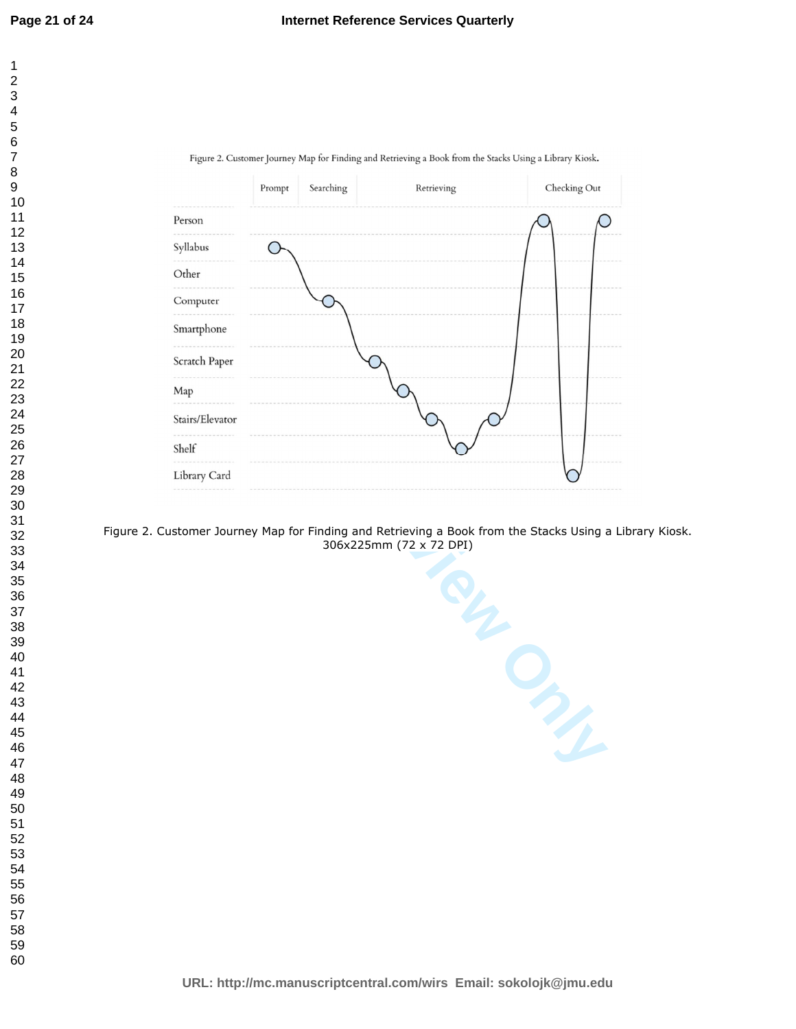Figure 2. Customer Journey Map for Finding and Retrieving a Book from the Stacks Using a Library Kiosk.

Figure 2. Customer Journey Map for Finding and Retrieving a Book from the Stacks Using a Library Kiosk.
306x225mm (72 x 72 DPI)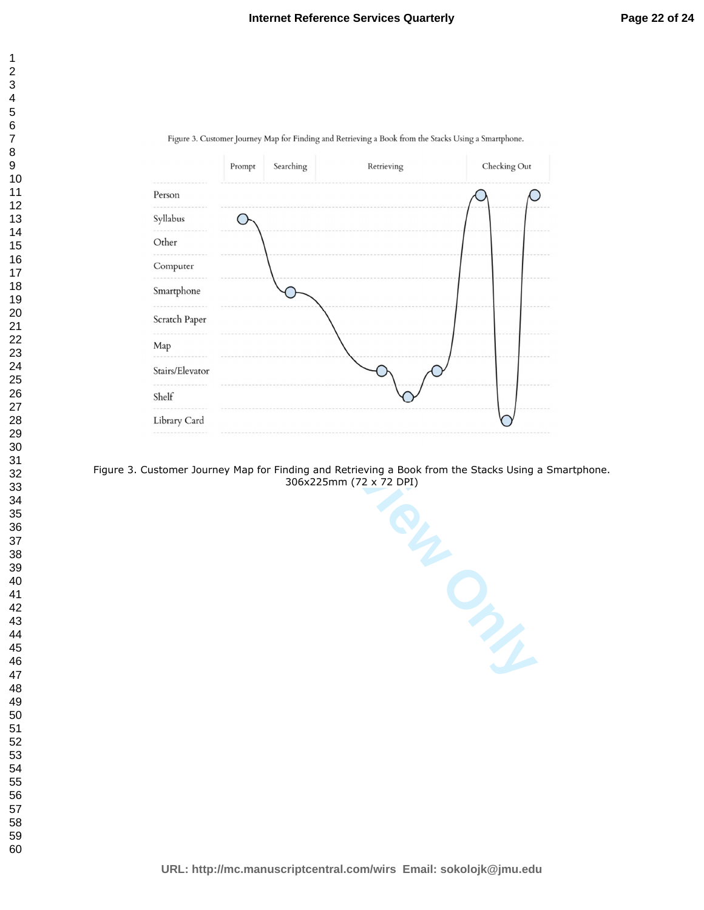Figure 3. Customer Journey Map for Finding and Retrieving a Book from the Stacks Using a Smartphone.

306x225mm (72 x 72 DPI)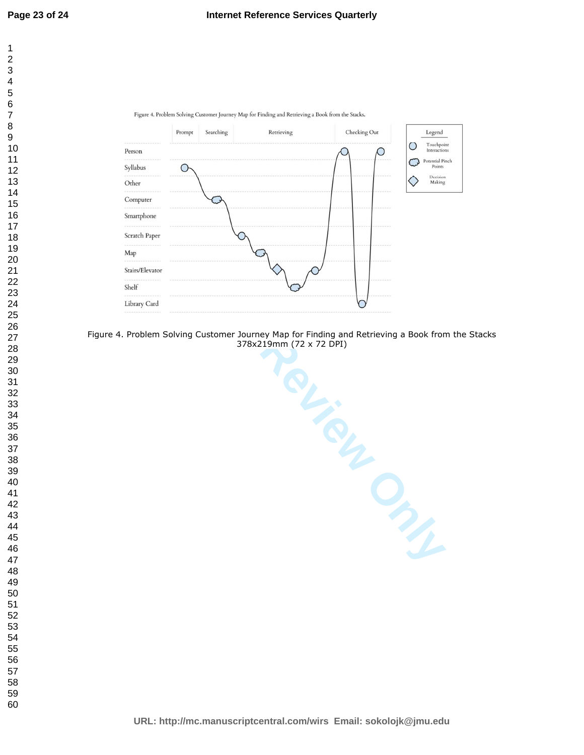Figure 4. Problem Solving Customer Journey Map for Finding and Retrieving a Book from the Stacks.

| | Prompt | Searching | Retrieving | Checking Out |
|---|---|---|---|---|
| Person | | | | |
| Syllabus | | | | |
| Other | | | | |
| Computer | | | | |
| Smartphone | | | | |
| Scratch Paper | | | | |
| Map | | | | |
| Stairs/Elevator | | | | |
| Shelf | | | | |
| Library Card | | | | |

Legend

- Touchpoint Interactions
- Potential Pinch Points
- Decision Making

Figure 4. Problem Solving Customer Journey Map for Finding and Retrieving a Book from the Stacks
378x219mm (72 x 72 DPI)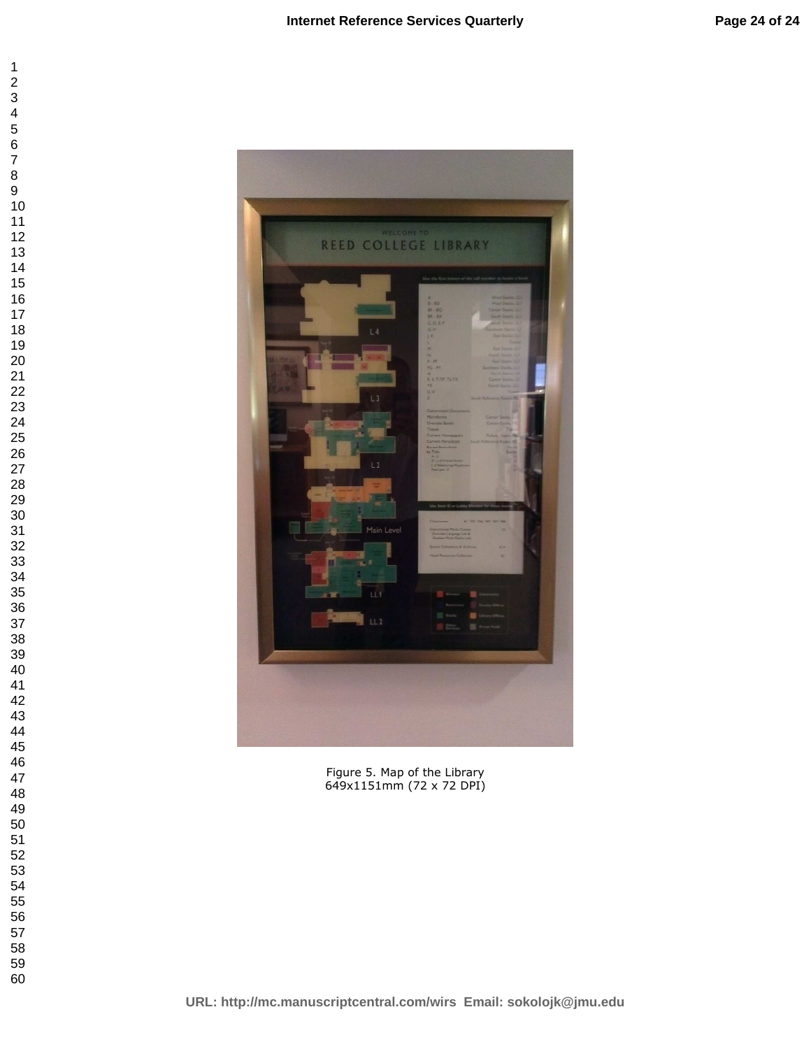Figure 5. Map of the Library
649x1151mm (72 x 72 DPI)